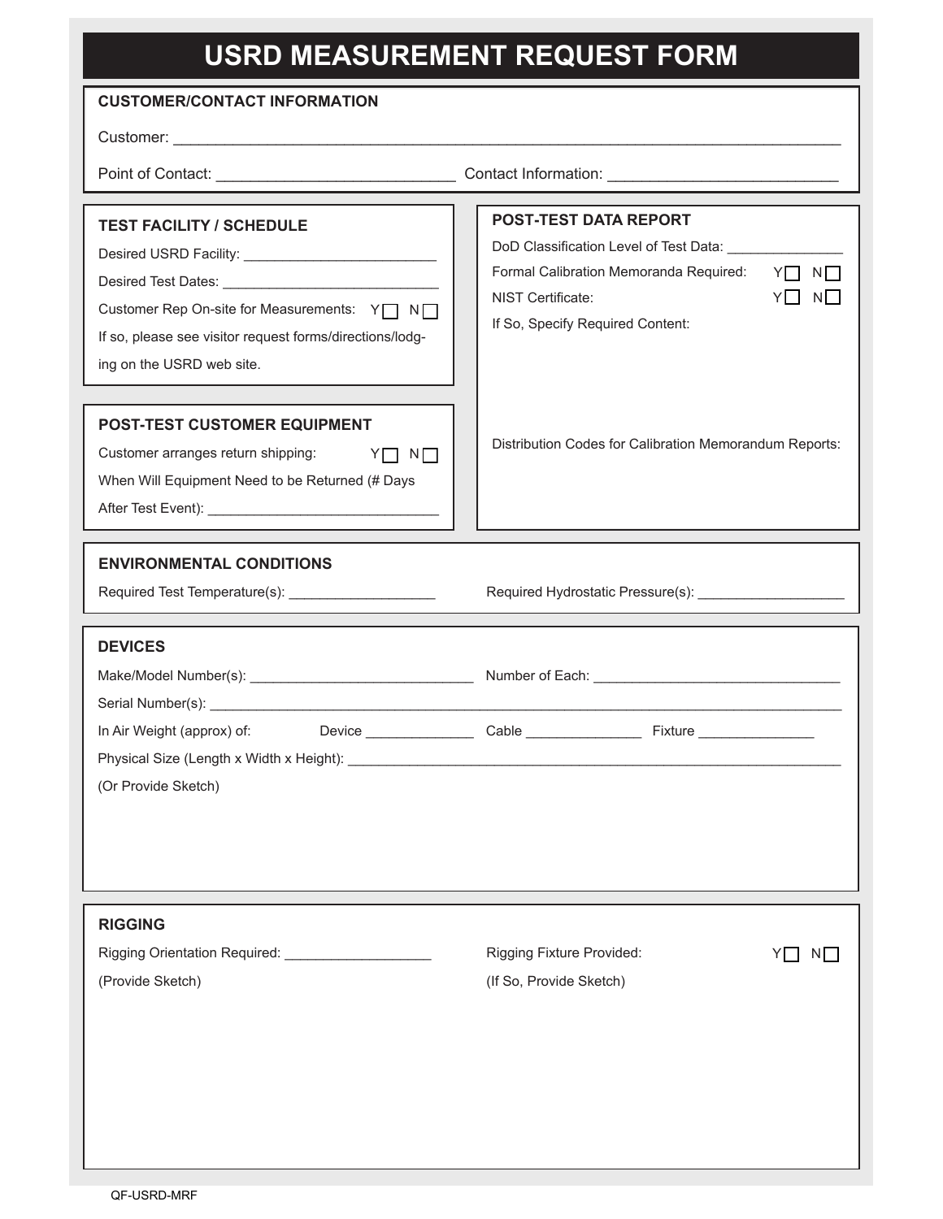# USRD MEASUREMENT REQUEST FORM

## CUSTOMER/CONTACT INFORMATION

Customer: ______________________________________________________________________________

Point of Contact: ___________________________ Contact Information: __________________________

## TEST FACILITY / SCHEDULE

Desired USRD Facility: ________________________

Desired Test Dates: ___________________________

Customer Rep On-site for Measurements: Y ☐ N ☐

If so, please see visitor request forms/directions/lodging on the USRD web site.

## POST-TEST CUSTOMER EQUIPMENT

Customer arranges return shipping: Y ☐ N ☐

When Will Equipment Need to be Returned (# Days After Test Event): _____________________________

## POST-TEST DATA REPORT

DoD Classification Level of Test Data: ______________

Formal Calibration Memoranda Required: Y ☐ N ☐

NIST Certificate: Y ☐ N ☐

If So, Specify Required Content:

Distribution Codes for Calibration Memorandum Reports:

## ENVIRONMENTAL CONDITIONS

Required Test Temperature(s): __________________ Required Hydrostatic Pressure(s): __________________

## DEVICES

Make/Model Number(s): _____________________________ Number of Each: ________________________________

Serial Number(s): ______________________________________________________________________________

In Air Weight (approx) of: Device ______________ Cable _______________ Fixture _______________

Physical Size (Length x Width x Height): ________________________________________________________________

(Or Provide Sketch)

## RIGGING

Rigging Orientation Required: ___________________

(Provide Sketch)

Rigging Fixture Provided: Y ☐ N ☐

(If So, Provide Sketch)

QF-USRD-MRF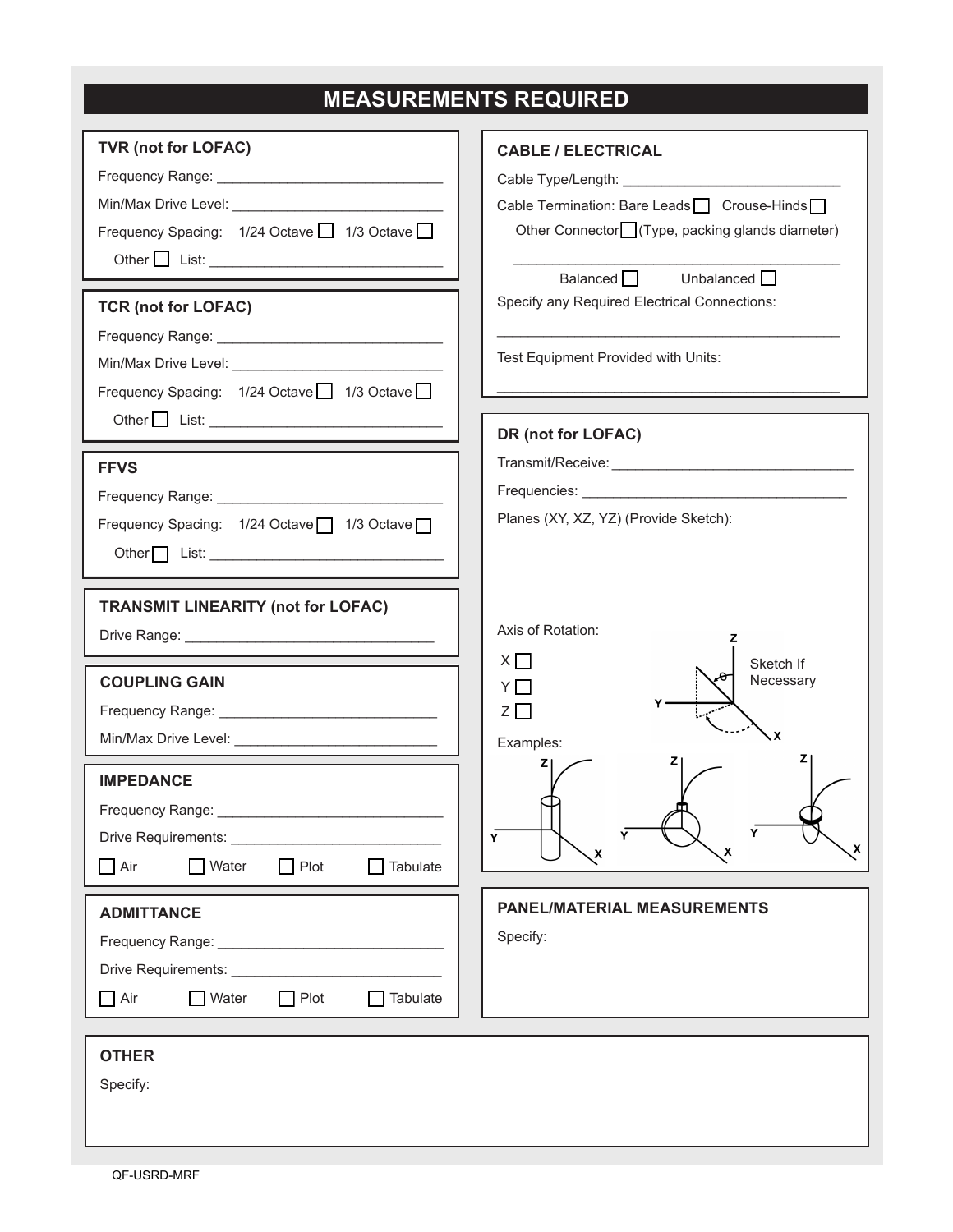# MEASUREMENTS REQUIRED

## TVR (not for LOFAC)

Frequency Range: ______________________________

Min/Max Drive Level: ___________________________

Frequency Spacing: 1/24 Octave ☐ 1/3 Octave ☐

Other ☐ List: ______________________________

## TCR (not for LOFAC)

Frequency Range: ______________________________

Min/Max Drive Level: ___________________________

Frequency Spacing: 1/24 Octave ☐ 1/3 Octave ☐

Other ☐ List: ______________________________

## FFVS

Frequency Range: ______________________________

Frequency Spacing: 1/24 Octave ☐ 1/3 Octave ☐

Other ☐ List: ______________________________

## TRANSMIT LINEARITY (not for LOFAC)

Drive Range: ________________________________

## COUPLING GAIN

Frequency Range: ______________________________

Min/Max Drive Level: ___________________________

## IMPEDANCE

Frequency Range: ______________________________

Drive Requirements: ____________________________

☐ Air ☐ Water ☐ Plot ☐ Tabulate

## ADMITTANCE

Frequency Range: ______________________________

Drive Requirements: ____________________________

☐ Air ☐ Water ☐ Plot ☐ Tabulate

## CABLE / ELECTRICAL

Cable Type/Length: ____________________________

Cable Termination: Bare Leads ☐ Crouse-Hinds ☐

Other Connector ☐ (Type, packing glands diameter)

______________________________________________

Balanced ☐ Unbalanced ☐

Specify any Required Electrical Connections:

______________________________________________

Test Equipment Provided with Units:

______________________________________________

## DR (not for LOFAC)

Transmit/Receive: ______________________________

Frequencies: __________________________________

Planes (XY, XZ, YZ) (Provide Sketch):

Axis of Rotation:

X ☐

Y ☐

Z ☐

Z

Y

X

Θ

Sketch If Necessary

Examples:

Z Y X

Z Y X

Z Y X

## PANEL/MATERIAL MEASUREMENTS

Specify:

## OTHER

Specify:

QF-USRD-MRF